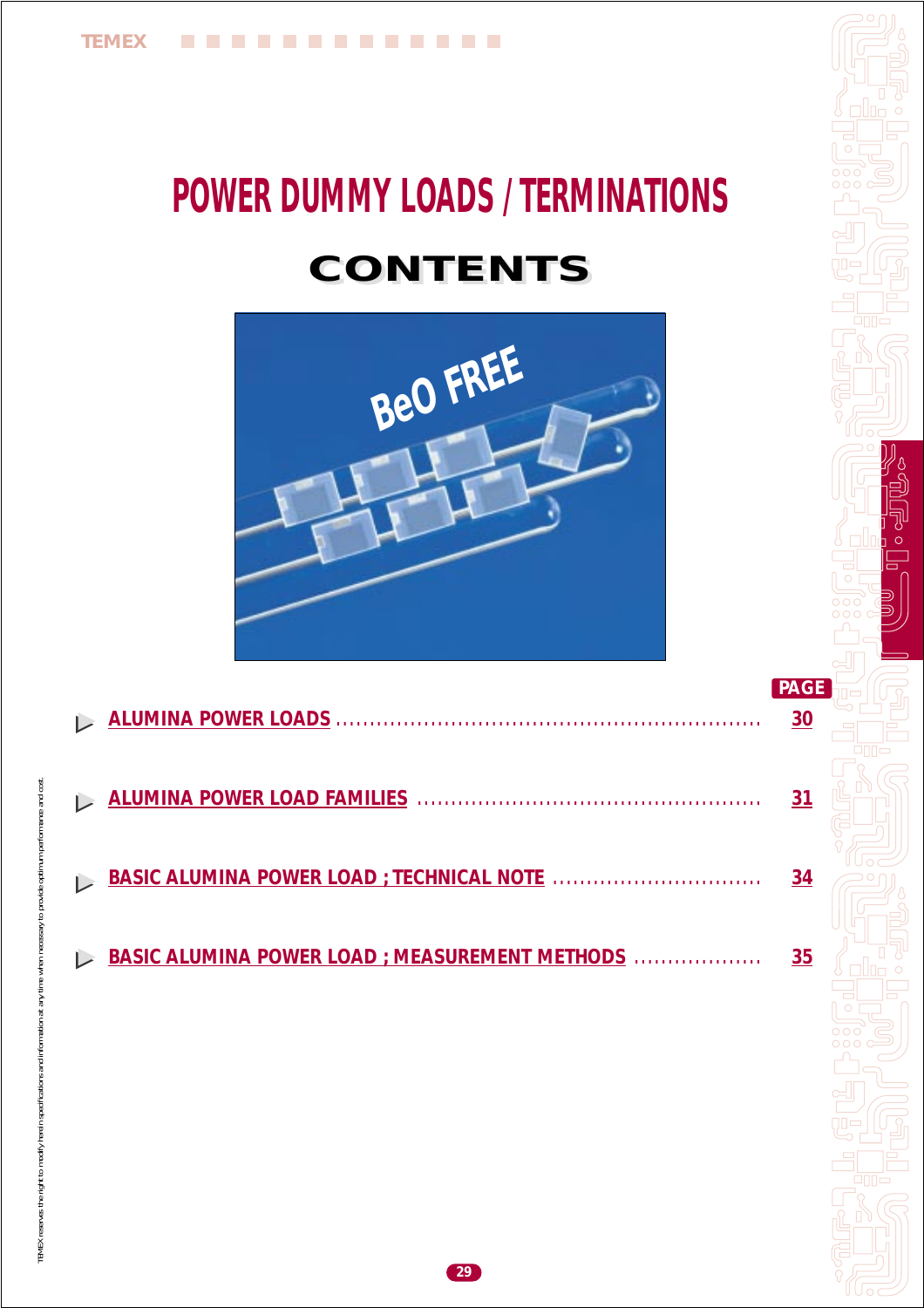# POWER DUMMY LOADS / TERMINATIONS

## CONTENTS

| | PAGE |
|---|---|
| ALUMINA POWER LOADS | 30 |
| ALUMINA POWER LOAD FAMILIES | 31 |
| BASIC ALUMINA POWER LOAD ; TECHNICAL NOTE | 34 |
| BASIC ALUMINA POWER LOAD ; MEASUREMENT METHODS | 35 |

TEMEX reserves the right to modify herein specifications and information at any time when necessary to provide optimum performance and cost.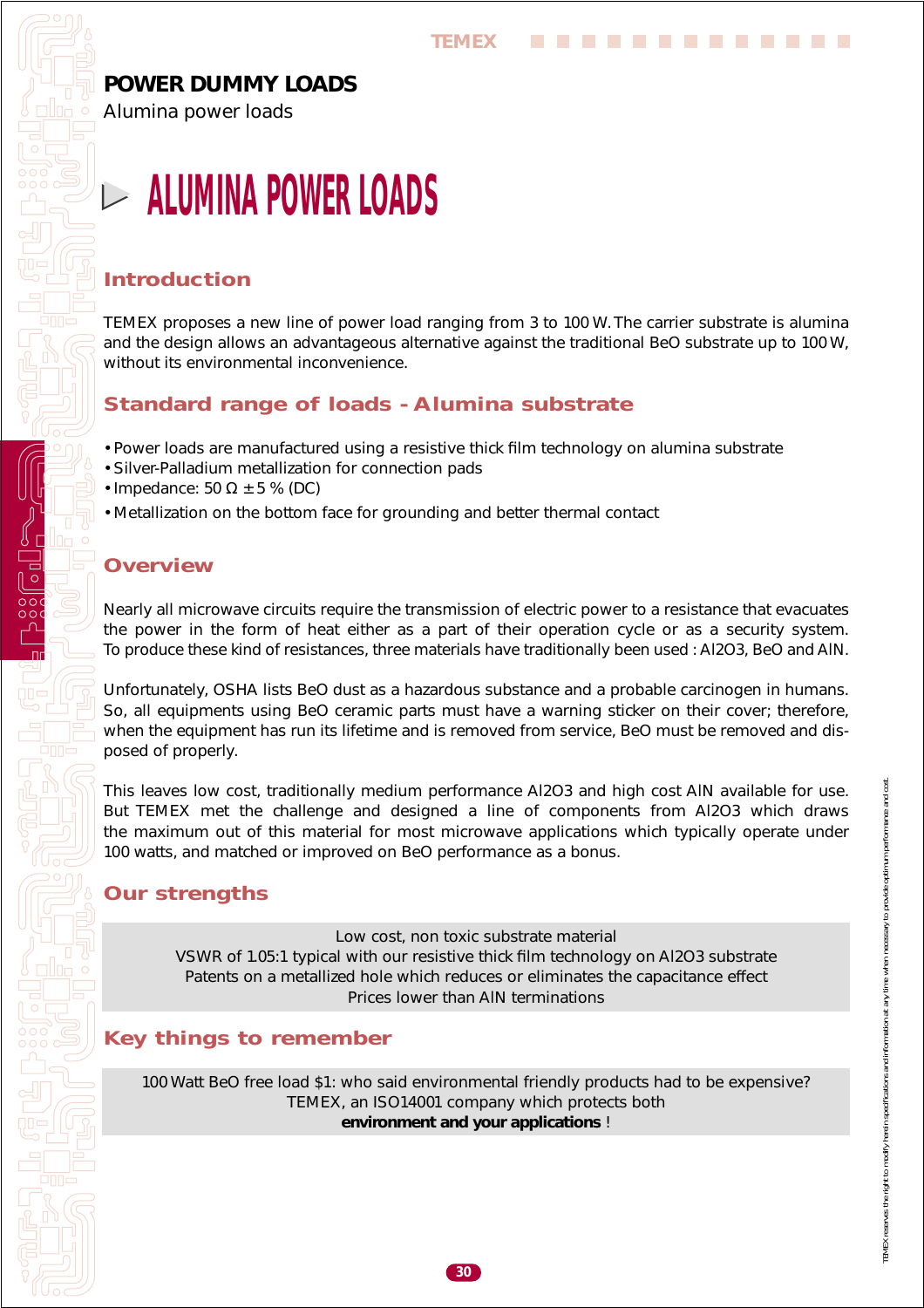# POWER DUMMY LOADS

Alumina power loads

# ALUMINA POWER LOADS

## Introduction

TEMEX proposes a new line of power load ranging from 3 to 100 W. The carrier substrate is alumina and the design allows an advantageous alternative against the traditional BeO substrate up to 100 W, without its environmental inconvenience.

## Standard range of loads - Alumina substrate

- Power loads are manufactured using a resistive thick film technology on alumina substrate
- Silver-Palladium metallization for connection pads
- Impedance: 50 Ω ± 5 % (DC)
- Metallization on the bottom face for grounding and better thermal contact

## Overview

Nearly all microwave circuits require the transmission of electric power to a resistance that evacuates the power in the form of heat either as a part of their operation cycle or as a security system. To produce these kind of resistances, three materials have traditionally been used : $Al_2O_3$, BeO and AlN.

Unfortunately, OSHA lists BeO dust as a hazardous substance and a probable carcinogen in humans. So, all equipments using BeO ceramic parts must have a warning sticker on their cover; therefore, when the equipment has run its lifetime and is removed from service, BeO must be removed and disposed of properly.

This leaves low cost, traditionally medium performance $Al_2O_3$ and high cost AlN available for use. But TEMEX met the challenge and designed a line of components from $Al_2O_3$ which draws the maximum out of this material for most microwave applications which typically operate under 100 watts, and matched or improved on BeO performance as a bonus.

## Our strengths

Low cost, non toxic substrate material
VSWR of 1.05:1 typical with our resistive thick film technology on $Al_2O_3$ substrate
Patents on a metallized hole which reduces or eliminates the capacitance effect
Prices lower than AlN terminations

## Key things to remember

100 Watt BeO free load $1: who said environmental friendly products had to be expensive?
TEMEX, an ISO14001 company which protects both
**environment and your applications** !

TEMEX reserves the right to modify herein specifications and information at any time when necessary to provide optimum performance and cost.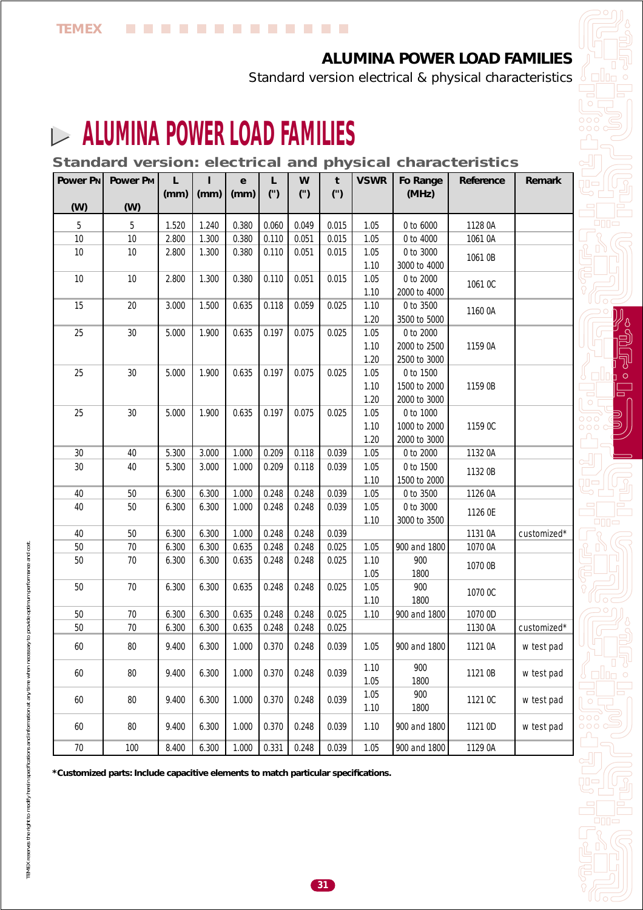# ALUMINA POWER LOAD FAMILIES

## Standard version: electrical and physical characteristics

| Power $P_N$ (W) | Power $P_M$ (W) | L (mm) | l (mm) | e (mm) | L (") | W (") | t (") | VSWR | Fo Range (MHz) | Reference | Remark |
|---|---|---|---|---|---|---|---|---|---|---|---|
| 5 | 5 | 1.520 | 1.240 | 0.380 | 0.060 | 0.049 | 0.015 | 1.05 | 0 to 6000 | 1128 0A | |
| 10 | 10 | 2.800 | 1.300 | 0.380 | 0.110 | 0.051 | 0.015 | 1.05 | 0 to 4000 | 1061 0A | |
| 10 | 10 | 2.800 | 1.300 | 0.380 | 0.110 | 0.051 | 0.015 | 1.05<br>1.10 | 0 to 3000<br>3000 to 4000 | 1061 0B | |
| 10 | 10 | 2.800 | 1.300 | 0.380 | 0.110 | 0.051 | 0.015 | 1.05<br>1.10 | 0 to 2000<br>2000 to 4000 | 1061 0C | |
| 15 | 20 | 3.000 | 1.500 | 0.635 | 0.118 | 0.059 | 0.025 | 1.10<br>1.20 | 0 to 3500<br>3500 to 5000 | 1160 0A | |
| 25 | 30 | 5.000 | 1.900 | 0.635 | 0.197 | 0.075 | 0.025 | 1.05<br>1.10<br>1.20 | 0 to 2000<br>2000 to 2500<br>2500 to 3000 | 1159 0A | |
| 25 | 30 | 5.000 | 1.900 | 0.635 | 0.197 | 0.075 | 0.025 | 1.05<br>1.10<br>1.20 | 0 to 1500<br>1500 to 2000<br>2000 to 3000 | 1159 0B | |
| 25 | 30 | 5.000 | 1.900 | 0.635 | 0.197 | 0.075 | 0.025 | 1.05<br>1.10<br>1.20 | 0 to 1000<br>1000 to 2000<br>2000 to 3000 | 1159 0C | |
| 30 | 40 | 5.300 | 3.000 | 1.000 | 0.209 | 0.118 | 0.039 | 1.05 | 0 to 2000 | 1132 0A | |
| 30 | 40 | 5.300 | 3.000 | 1.000 | 0.209 | 0.118 | 0.039 | 1.05<br>1.10 | 0 to 1500<br>1500 to 2000 | 1132 0B | |
| 40 | 50 | 6.300 | 6.300 | 1.000 | 0.248 | 0.248 | 0.039 | 1.05 | 0 to 3500 | 1126 0A | |
| 40 | 50 | 6.300 | 6.300 | 1.000 | 0.248 | 0.248 | 0.039 | 1.05<br>1.10 | 0 to 3000<br>3000 to 3500 | 1126 0E | |
| 40 | 50 | 6.300 | 6.300 | 1.000 | 0.248 | 0.248 | 0.039 | | | 1131 0A | customized* |
| 50 | 70 | 6.300 | 6.300 | 0.635 | 0.248 | 0.248 | 0.025 | 1.05 | 900 and 1800 | 1070 0A | |
| 50 | 70 | 6.300 | 6.300 | 0.635 | 0.248 | 0.248 | 0.025 | 1.10<br>1.05 | 900<br>1800 | 1070 0B | |
| 50 | 70 | 6.300 | 6.300 | 0.635 | 0.248 | 0.248 | 0.025 | 1.05<br>1.10 | 900<br>1800 | 1070 0C | |
| 50 | 70 | 6.300 | 6.300 | 0.635 | 0.248 | 0.248 | 0.025 | 1.10 | 900 and 1800 | 1070 0D | |
| 50 | 70 | 6.300 | 6.300 | 0.635 | 0.248 | 0.248 | 0.025 | | | 1130 0A | customized* |
| 60 | 80 | 9.400 | 6.300 | 1.000 | 0.370 | 0.248 | 0.039 | 1.05 | 900 and 1800 | 1121 0A | w test pad |
| 60 | 80 | 9.400 | 6.300 | 1.000 | 0.370 | 0.248 | 0.039 | 1.10<br>1.05 | 900<br>1800 | 1121 0B | w test pad |
| 60 | 80 | 9.400 | 6.300 | 1.000 | 0.370 | 0.248 | 0.039 | 1.05<br>1.10 | 900<br>1800 | 1121 0C | w test pad |
| 60 | 80 | 9.400 | 6.300 | 1.000 | 0.370 | 0.248 | 0.039 | 1.10 | 900 and 1800 | 1121 0D | w test pad |
| 70 | 100 | 8.400 | 6.300 | 1.000 | 0.331 | 0.248 | 0.039 | 1.05 | 900 and 1800 | 1129 0A | |

**\*Customized parts: Include capacitive elements to match particular specifications.**

TEMEX reserves the right to modify herein specifications and information at any time when necessary to provide optimum performance and cost.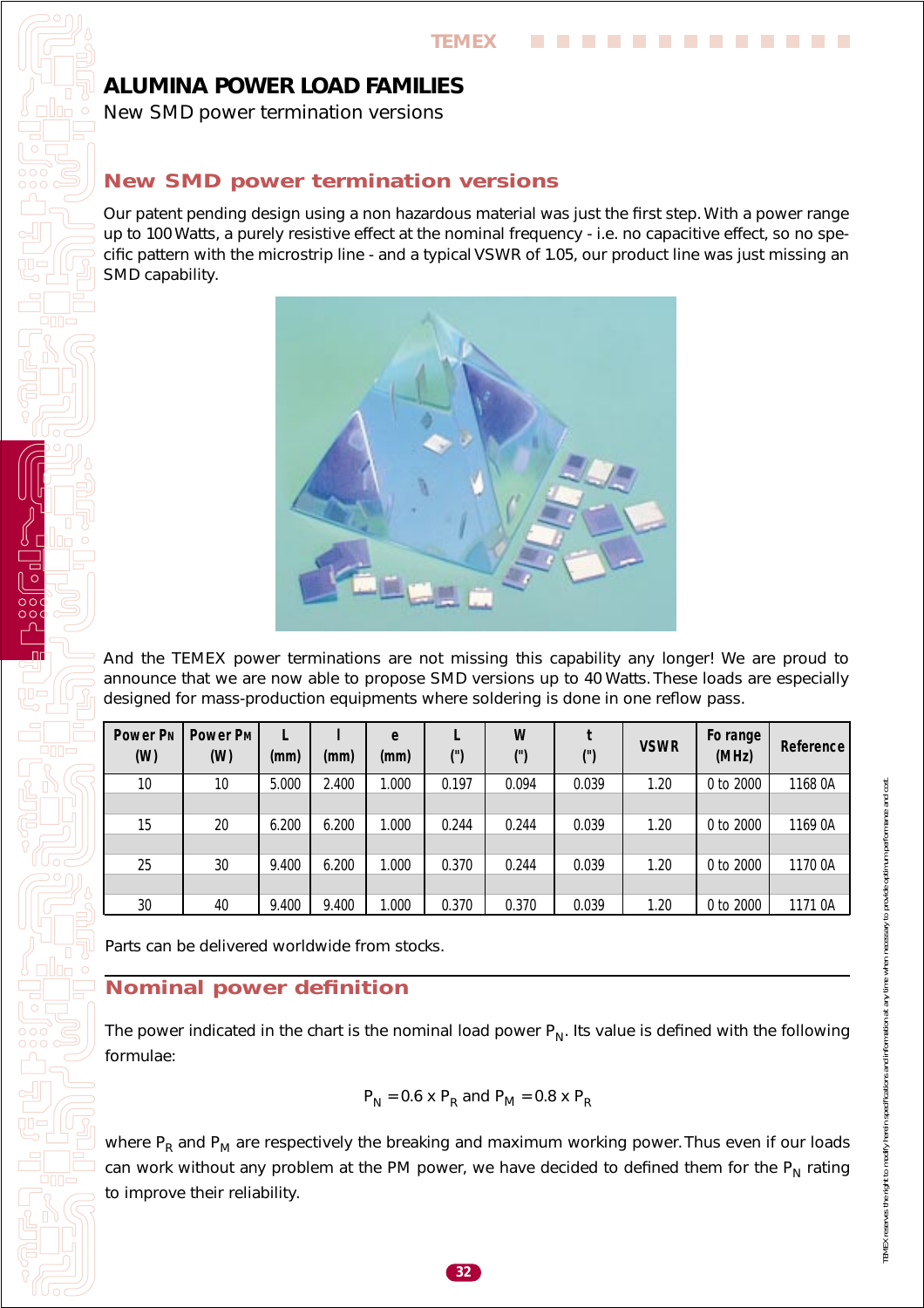# ALUMINA POWER LOAD FAMILIES

New SMD power termination versions

## New SMD power termination versions

Our patent pending design using a non hazardous material was just the first step. With a power range up to 100 Watts, a purely resistive effect at the nominal frequency - i.e. no capacitive effect, so no specific pattern with the microstrip line - and a typical VSWR of 1.05, our product line was just missing an SMD capability.

And the TEMEX power terminations are not missing this capability any longer! We are proud to announce that we are now able to propose SMD versions up to 40 Watts. These loads are especially designed for mass-production equipments where soldering is done in one reflow pass.

| Power $P_N$ (W) | Power $P_M$ (W) | L (mm) | l (mm) | e (mm) | L (") | W (") | t (") | VSWR | Fo range (MHz) | Reference |
|---|---|---|---|---|---|---|---|---|---|---|
| 10 | 10 | 5.000 | 2.400 | 1.000 | 0.197 | 0.094 | 0.039 | 1.20 | 0 to 2000 | 1168 0A |
| 15 | 20 | 6.200 | 6.200 | 1.000 | 0.244 | 0.244 | 0.039 | 1.20 | 0 to 2000 | 1169 0A |
| 25 | 30 | 9.400 | 6.200 | 1.000 | 0.370 | 0.244 | 0.039 | 1.20 | 0 to 2000 | 1170 0A |
| 30 | 40 | 9.400 | 9.400 | 1.000 | 0.370 | 0.370 | 0.039 | 1.20 | 0 to 2000 | 1171 0A |

Parts can be delivered worldwide from stocks.

## Nominal power definition

The power indicated in the chart is the nominal load power $P_N$. Its value is defined with the following formulae:

$$P_N = 0.6 \times P_R \text{ and } P_M = 0.8 \times P_R$$

where $P_R$ and $P_M$ are respectively the breaking and maximum working power. Thus even if our loads can work without any problem at the PM power, we have decided to defined them for the $P_N$ rating to improve their reliability.

TEMEX reserves the right to modify herein specifications and information at any time when necessary to provide optimum performance and cost.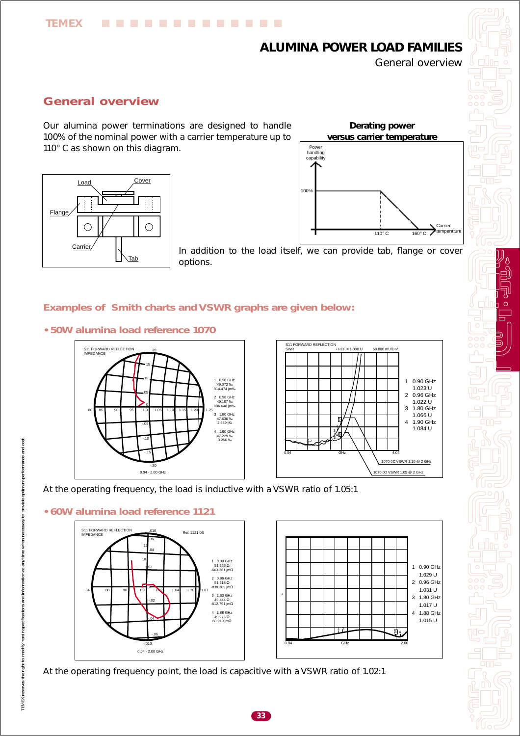# ALUMINA POWER LOAD FAMILIES

General overview

## General overview

Our alumina power terminations are designed to handle 100% of the nominal power with a carrier temperature up to 110° C as shown on this diagram.

**Derating power versus carrier temperature**

In addition to the load itself, we can provide tab, flange or cover options.

### Examples of Smith charts and VSWR graphs are given below:

#### • 50W alumina load reference 1070

At the operating frequency, the load is inductive with a VSWR ratio of 1.05:1

#### • 60W alumina load reference 1121

At the operating frequency point, the load is capacitive with a VSWR ratio of 1.02:1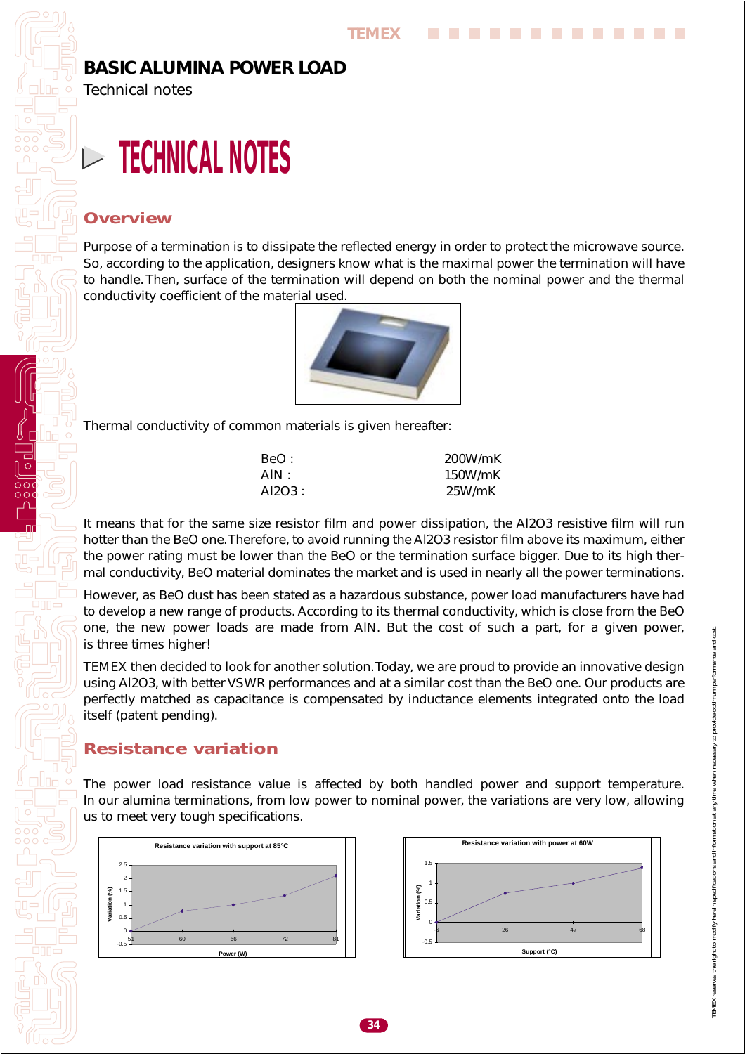# BASIC ALUMINA POWER LOAD

Technical notes

## TECHNICAL NOTES

### Overview

Purpose of a termination is to dissipate the reflected energy in order to protect the microwave source. So, according to the application, designers know what is the maximal power the termination will have to handle. Then, surface of the termination will depend on both the nominal power and the thermal conductivity coefficient of the material used.

Thermal conductivity of common materials is given hereafter:

| | |
|---|---|
| BeO : | 200W/mK |
| AlN : | 150W/mK |
| Al2O3 : | 25W/mK |

It means that for the same size resistor film and power dissipation, the Al2O3 resistive film will run hotter than the BeO one. Therefore, to avoid running the Al2O3 resistor film above its maximum, either the power rating must be lower than the BeO or the termination surface bigger. Due to its high thermal conductivity, BeO material dominates the market and is used in nearly all the power terminations.

However, as BeO dust has been stated as a hazardous substance, power load manufacturers have had to develop a new range of products. According to its thermal conductivity, which is close from the BeO one, the new power loads are made from AlN. But the cost of such a part, for a given power, is three times higher!

TEMEX then decided to look for another solution. Today, we are proud to provide an innovative design using Al2O3, with better VSWR performances and at a similar cost than the BeO one. Our products are perfectly matched as capacitance is compensated by inductance elements integrated onto the load itself (patent pending).

### Resistance variation

The power load resistance value is affected by both handled power and support temperature. In our alumina terminations, from low power to nominal power, the variations are very low, allowing us to meet very tough specifications.

Resistance variation with support at 85°C

Resistance variation with power at 60W

TEMEX reserves the right to modify herein specifications and information at any time when necessary to provide optimum performance and cost.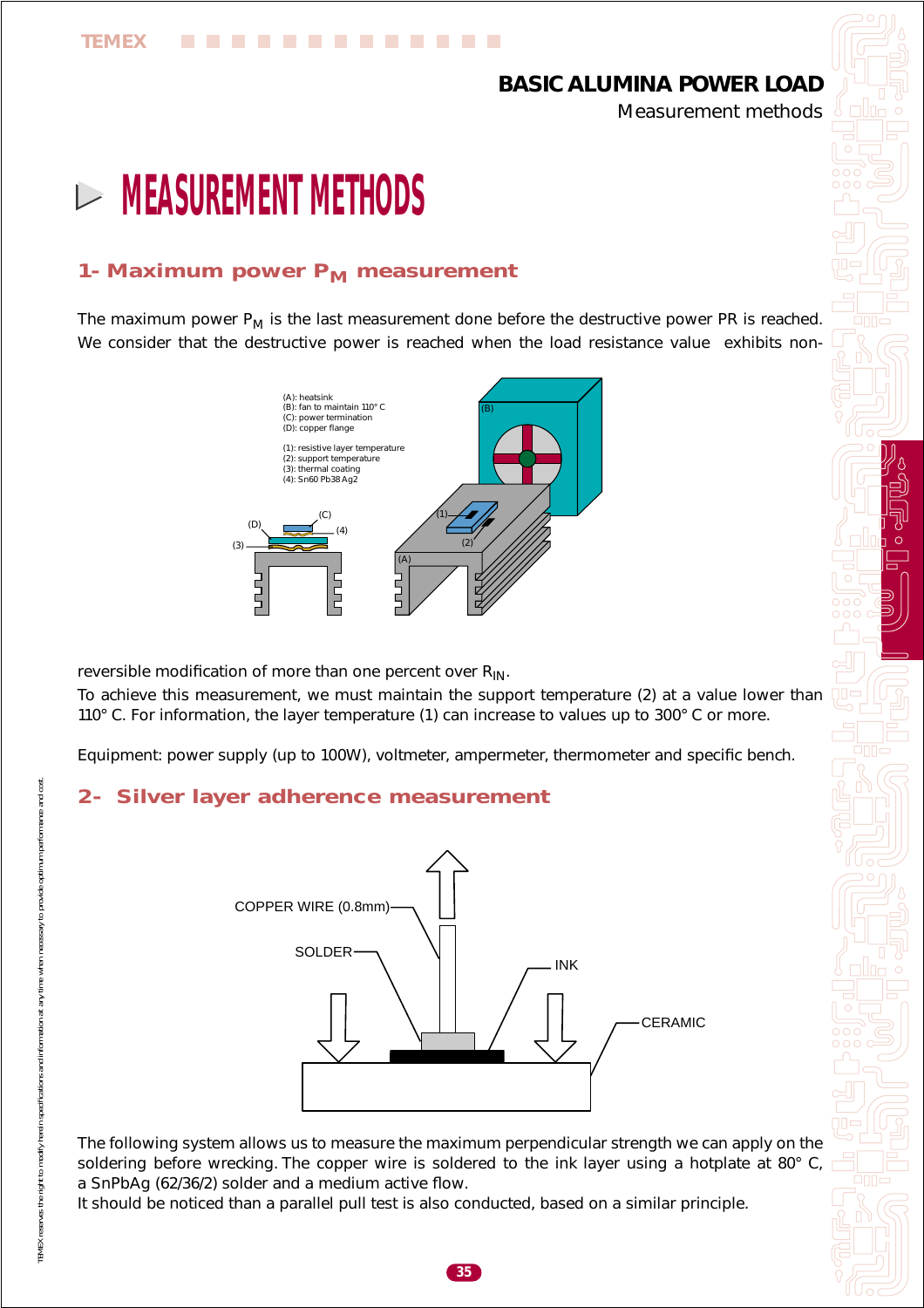# MEASUREMENT METHODS

## 1- Maximum power $P_M$ measurement

The maximum power $P_M$ is the last measurement done before the destructive power PR is reached. We consider that the destructive power is reached when the load resistance value exhibits non-reversible modification of more than one percent over $R_{IN}$.

(A): heatsink
(B): fan to maintain 110° C
(C): power termination
(D): copper flange

(1): resistive layer temperature
(2): support temperature
(3): thermal coating
(4): Sn60 Pb38 Ag2

To achieve this measurement, we must maintain the support temperature (2) at a value lower than 110° C. For information, the layer temperature (1) can increase to values up to 300° C or more.

Equipment: power supply (up to 100W), voltmeter, ampermeter, thermometer and specific bench.

## 2- Silver layer adherence measurement

COPPER WIRE (0.8mm)
SOLDER
INK
CERAMIC

The following system allows us to measure the maximum perpendicular strength we can apply on the soldering before wrecking. The copper wire is soldered to the ink layer using a hotplate at 80° C, a SnPbAg (62/36/2) solder and a medium active flow.

It should be noticed than a parallel pull test is also conducted, based on a similar principle.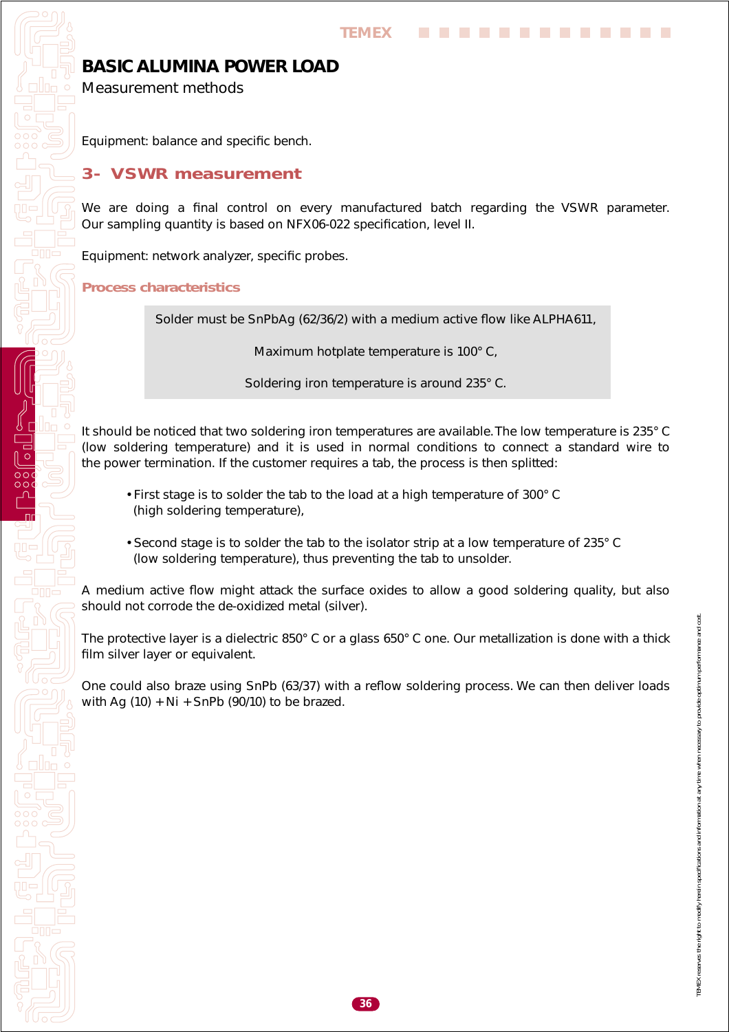# BASIC ALUMINA POWER LOAD

Measurement methods

Equipment: balance and specific bench.

## 3- VSWR measurement

We are doing a final control on every manufactured batch regarding the VSWR parameter. Our sampling quantity is based on NFX06-022 specification, level II.

Equipment: network analyzer, specific probes.

### Process characteristics

Solder must be SnPbAg (62/36/2) with a medium active flow like ALPHA611,

Maximum hotplate temperature is 100° C,

Soldering iron temperature is around 235° C.

It should be noticed that two soldering iron temperatures are available. The low temperature is 235° C (low soldering temperature) and it is used in normal conditions to connect a standard wire to the power termination. If the customer requires a tab, the process is then splitted:

- First stage is to solder the tab to the load at a high temperature of 300° C (high soldering temperature),
- Second stage is to solder the tab to the isolator strip at a low temperature of 235° C (low soldering temperature), thus preventing the tab to unsolder.

A medium active flow might attack the surface oxides to allow a good soldering quality, but also should not corrode the de-oxidized metal (silver).

The protective layer is a dielectric 850° C or a glass 650° C one. Our metallization is done with a thick film silver layer or equivalent.

One could also braze using SnPb (63/37) with a reflow soldering process. We can then deliver loads with Ag (10) + Ni + SnPb (90/10) to be brazed.

TEMEX reserves the right to modify herein specifications and information at any time when necessary to provide optimum performance and cost.